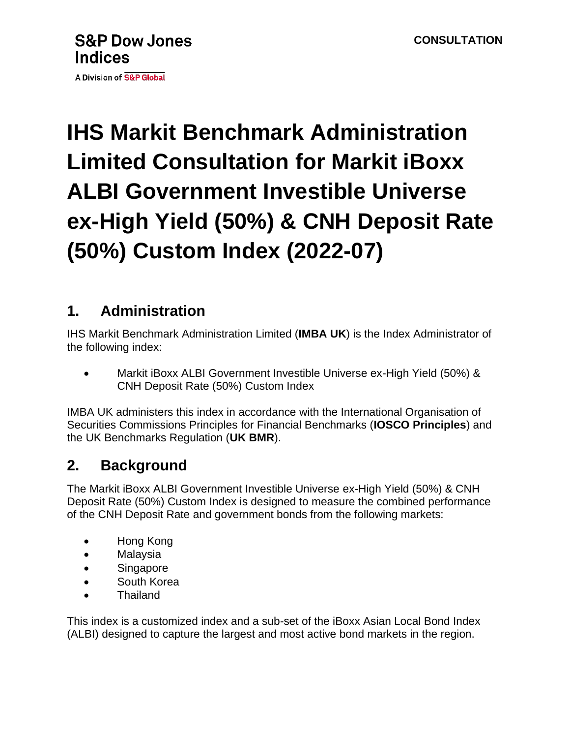S&P Dow Jones Indices

A Division of S&P Global

**CONSULTATION**

# IHS Markit Benchmark Administration Limited Consultation for Markit iBoxx ALBI Government Investible Universe ex-High Yield (50%) & CNH Deposit Rate (50%) Custom Index (2022-07)

## 1. Administration

IHS Markit Benchmark Administration Limited (**IMBA UK**) is the Index Administrator of the following index:

- Markit iBoxx ALBI Government Investible Universe ex-High Yield (50%) & CNH Deposit Rate (50%) Custom Index

IMBA UK administers this index in accordance with the International Organisation of Securities Commissions Principles for Financial Benchmarks (**IOSCO Principles**) and the UK Benchmarks Regulation (**UK BMR**).

## 2. Background

The Markit iBoxx ALBI Government Investible Universe ex-High Yield (50%) & CNH Deposit Rate (50%) Custom Index is designed to measure the combined performance of the CNH Deposit Rate and government bonds from the following markets:

- Hong Kong
- Malaysia
- Singapore
- South Korea
- Thailand

This index is a customized index and a sub-set of the iBoxx Asian Local Bond Index (ALBI) designed to capture the largest and most active bond markets in the region.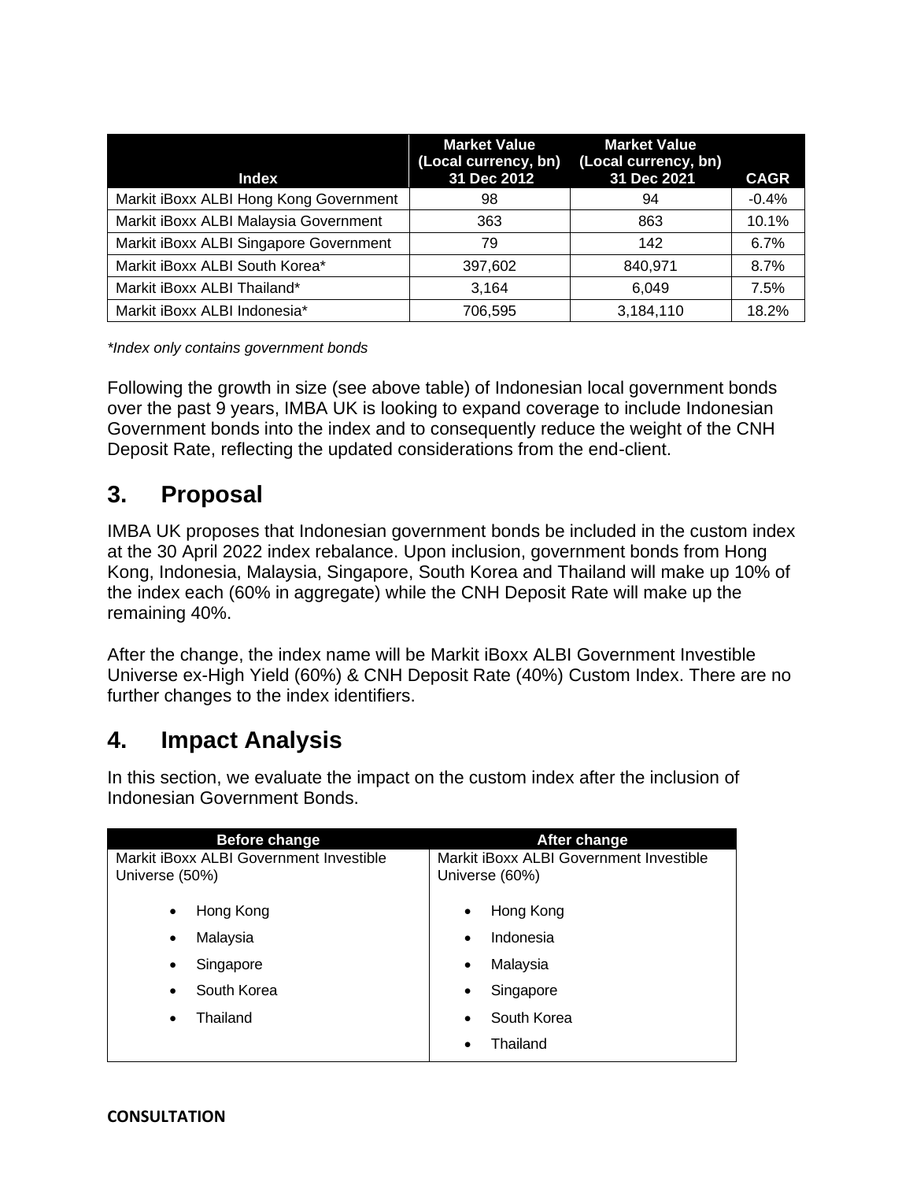| Index | Market Value (Local currency, bn) 31 Dec 2012 | Market Value (Local currency, bn) 31 Dec 2021 | CAGR |
|---|---|---|---|
| Markit iBoxx ALBI Hong Kong Government | 98 | 94 | -0.4% |
| Markit iBoxx ALBI Malaysia Government | 363 | 863 | 10.1% |
| Markit iBoxx ALBI Singapore Government | 79 | 142 | 6.7% |
| Markit iBoxx ALBI South Korea* | 397,602 | 840,971 | 8.7% |
| Markit iBoxx ALBI Thailand* | 3,164 | 6,049 | 7.5% |
| Markit iBoxx ALBI Indonesia* | 706,595 | 3,184,110 | 18.2% |

*\*Index only contains government bonds*

Following the growth in size (see above table) of Indonesian local government bonds over the past 9 years, IMBA UK is looking to expand coverage to include Indonesian Government bonds into the index and to consequently reduce the weight of the CNH Deposit Rate, reflecting the updated considerations from the end-client.

## 3. Proposal

IMBA UK proposes that Indonesian government bonds be included in the custom index at the 30 April 2022 index rebalance. Upon inclusion, government bonds from Hong Kong, Indonesia, Malaysia, Singapore, South Korea and Thailand will make up 10% of the index each (60% in aggregate) while the CNH Deposit Rate will make up the remaining 40%.

After the change, the index name will be Markit iBoxx ALBI Government Investible Universe ex-High Yield (60%) & CNH Deposit Rate (40%) Custom Index. There are no further changes to the index identifiers.

## 4. Impact Analysis

In this section, we evaluate the impact on the custom index after the inclusion of Indonesian Government Bonds.

| Before change | After change |
|---|---|
| Markit iBoxx ALBI Government Investible Universe (50%)<br><br>• Hong Kong<br>• Malaysia<br>• Singapore<br>• South Korea<br>• Thailand | Markit iBoxx ALBI Government Investible Universe (60%)<br><br>• Hong Kong<br>• Indonesia<br>• Malaysia<br>• Singapore<br>• South Korea<br>• Thailand |

**CONSULTATION**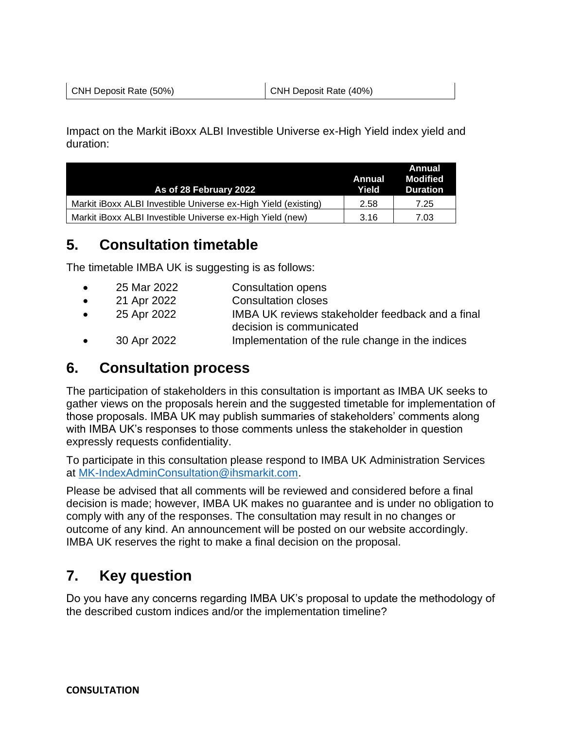| | |
|---|---|
| CNH Deposit Rate (50%) | CNH Deposit Rate (40%) |

Impact on the Markit iBoxx ALBI Investible Universe ex-High Yield index yield and duration:

| As of 28 February 2022 | Annual Yield | Annual Modified Duration |
|---|---|---|
| Markit iBoxx ALBI Investible Universe ex-High Yield (existing) | 2.58 | 7.25 |
| Markit iBoxx ALBI Investible Universe ex-High Yield (new) | 3.16 | 7.03 |

## 5. Consultation timetable

The timetable IMBA UK is suggesting is as follows:

- 25 Mar 2022 Consultation opens
- 21 Apr 2022 Consultation closes
- 25 Apr 2022 IMBA UK reviews stakeholder feedback and a final decision is communicated
- 30 Apr 2022 Implementation of the rule change in the indices

## 6. Consultation process

The participation of stakeholders in this consultation is important as IMBA UK seeks to gather views on the proposals herein and the suggested timetable for implementation of those proposals. IMBA UK may publish summaries of stakeholders' comments along with IMBA UK's responses to those comments unless the stakeholder in question expressly requests confidentiality.

To participate in this consultation please respond to IMBA UK Administration Services at MK-IndexAdminConsultation@ihsmarkit.com.

Please be advised that all comments will be reviewed and considered before a final decision is made; however, IMBA UK makes no guarantee and is under no obligation to comply with any of the responses. The consultation may result in no changes or outcome of any kind. An announcement will be posted on our website accordingly. IMBA UK reserves the right to make a final decision on the proposal.

## 7. Key question

Do you have any concerns regarding IMBA UK's proposal to update the methodology of the described custom indices and/or the implementation timeline?